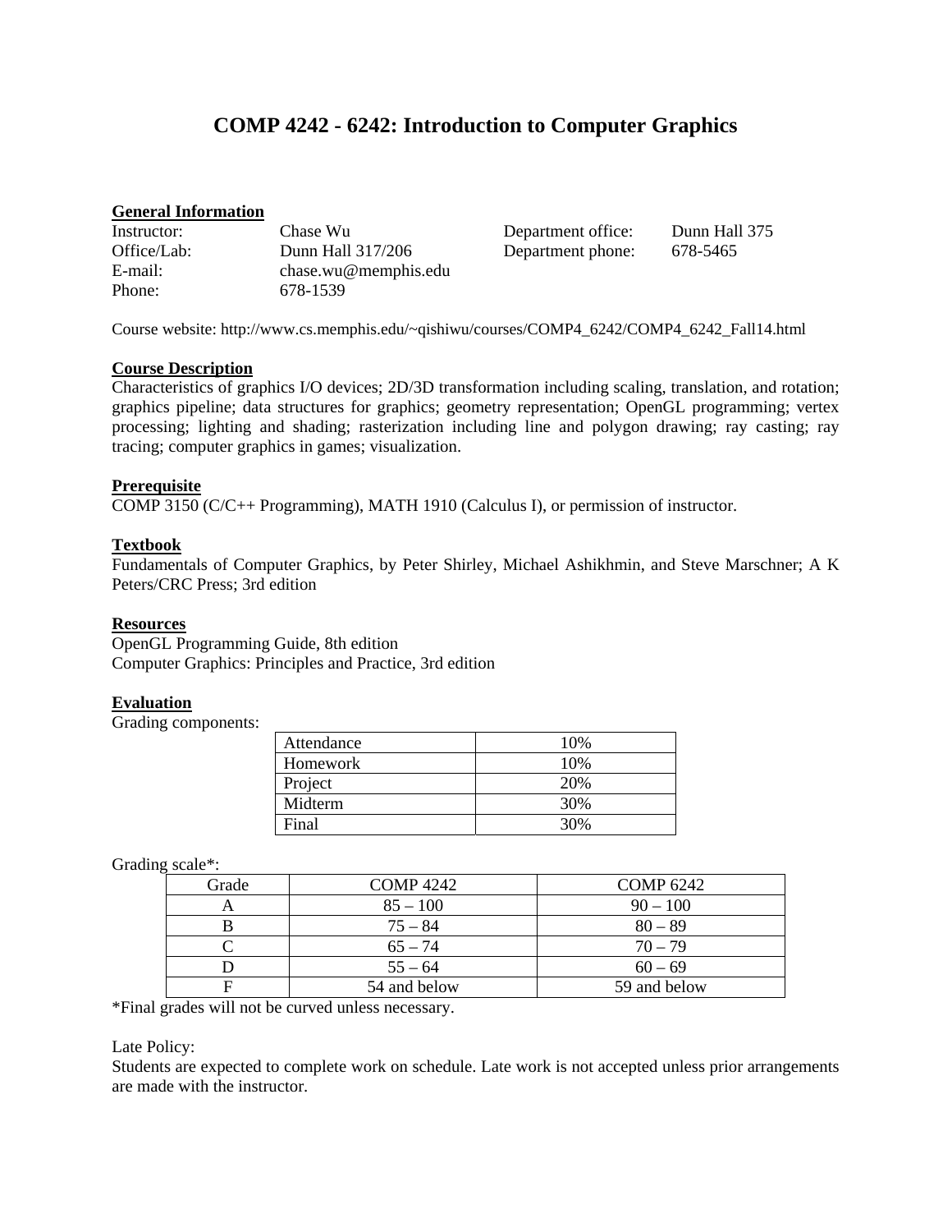# COMP 4242 - 6242: Introduction to Computer Graphics

**General Information**

| | | | |
|---|---|---|---|
| Instructor: | Chase Wu | Department office: | Dunn Hall 375 |
| Office/Lab: | Dunn Hall 317/206 | Department phone: | 678-5465 |
| E-mail: | chase.wu@memphis.edu | | |
| Phone: | 678-1539 | | |

Course website: http://www.cs.memphis.edu/~qishiwu/courses/COMP4_6242/COMP4_6242_Fall14.html

**Course Description**

Characteristics of graphics I/O devices; 2D/3D transformation including scaling, translation, and rotation; graphics pipeline; data structures for graphics; geometry representation; OpenGL programming; vertex processing; lighting and shading; rasterization including line and polygon drawing; ray casting; ray tracing; computer graphics in games; visualization.

**Prerequisite**

COMP 3150 (C/C++ Programming), MATH 1910 (Calculus I), or permission of instructor.

**Textbook**

Fundamentals of Computer Graphics, by Peter Shirley, Michael Ashikhmin, and Steve Marschner; A K Peters/CRC Press; 3rd edition

**Resources**

OpenGL Programming Guide, 8th edition
Computer Graphics: Principles and Practice, 3rd edition

**Evaluation**

Grading components:

| Component | Weight |
|---|---|
| Attendance | 10% |
| Homework | 10% |
| Project | 20% |
| Midterm | 30% |
| Final | 30% |

Grading scale*:

| Grade | COMP 4242 | COMP 6242 |
|---|---|---|
| A | 85 – 100 | 90 – 100 |
| B | 75 – 84 | 80 – 89 |
| C | 65 – 74 | 70 – 79 |
| D | 55 – 64 | 60 – 69 |
| F | 54 and below | 59 and below |

*Final grades will not be curved unless necessary.

Late Policy:

Students are expected to complete work on schedule. Late work is not accepted unless prior arrangements are made with the instructor.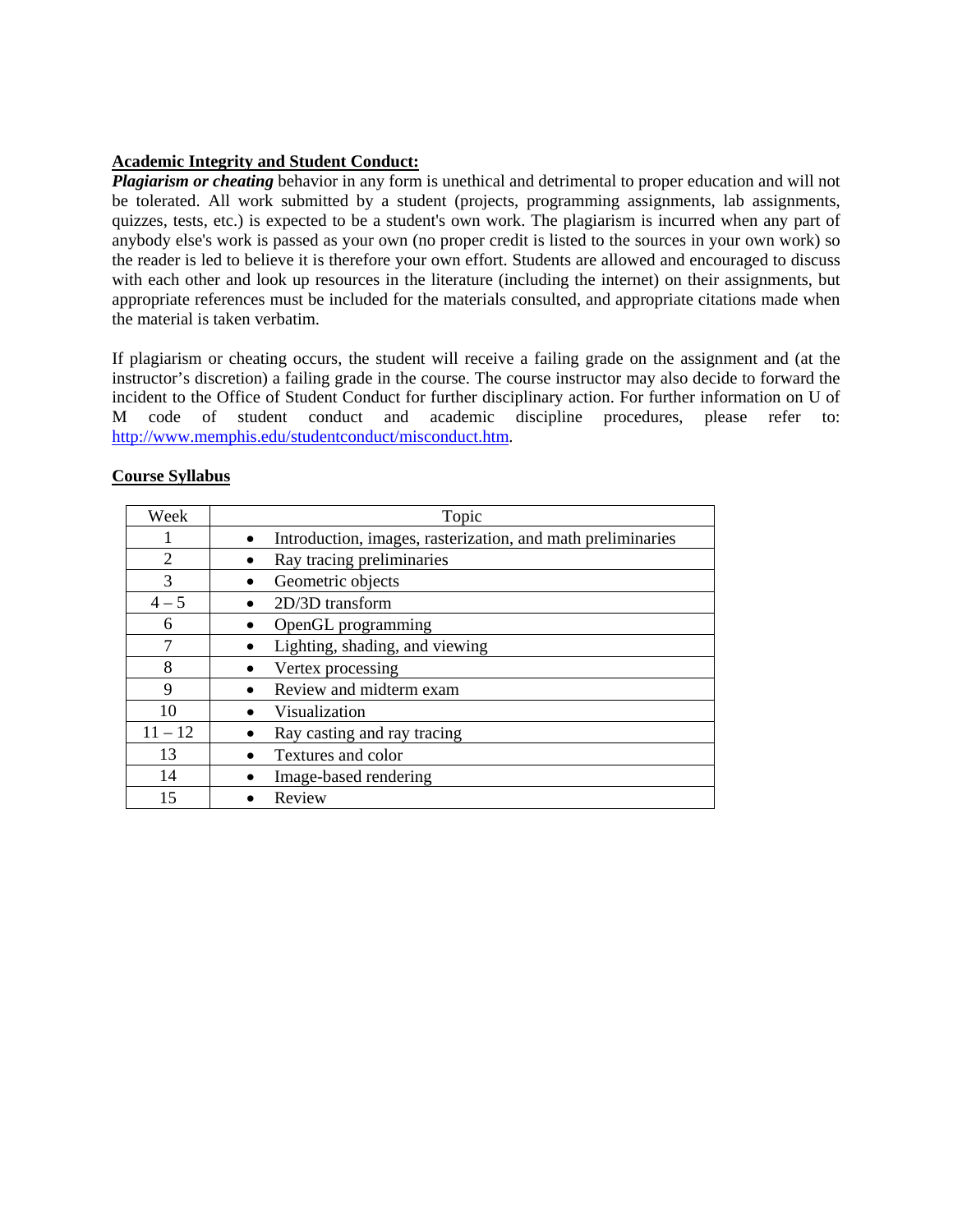**Academic Integrity and Student Conduct:**

***Plagiarism or cheating*** behavior in any form is unethical and detrimental to proper education and will not be tolerated. All work submitted by a student (projects, programming assignments, lab assignments, quizzes, tests, etc.) is expected to be a student's own work. The plagiarism is incurred when any part of anybody else's work is passed as your own (no proper credit is listed to the sources in your own work) so the reader is led to believe it is therefore your own effort. Students are allowed and encouraged to discuss with each other and look up resources in the literature (including the internet) on their assignments, but appropriate references must be included for the materials consulted, and appropriate citations made when the material is taken verbatim.

If plagiarism or cheating occurs, the student will receive a failing grade on the assignment and (at the instructor's discretion) a failing grade in the course. The course instructor may also decide to forward the incident to the Office of Student Conduct for further disciplinary action. For further information on U of M code of student conduct and academic discipline procedures, please refer to: http://www.memphis.edu/studentconduct/misconduct.htm.

**Course Syllabus**

| Week | Topic |
|---|---|
| 1 | • Introduction, images, rasterization, and math preliminaries |
| 2 | • Ray tracing preliminaries |
| 3 | • Geometric objects |
| 4 – 5 | • 2D/3D transform |
| 6 | • OpenGL programming |
| 7 | • Lighting, shading, and viewing |
| 8 | • Vertex processing |
| 9 | • Review and midterm exam |
| 10 | • Visualization |
| 11 – 12 | • Ray casting and ray tracing |
| 13 | • Textures and color |
| 14 | • Image-based rendering |
| 15 | • Review |